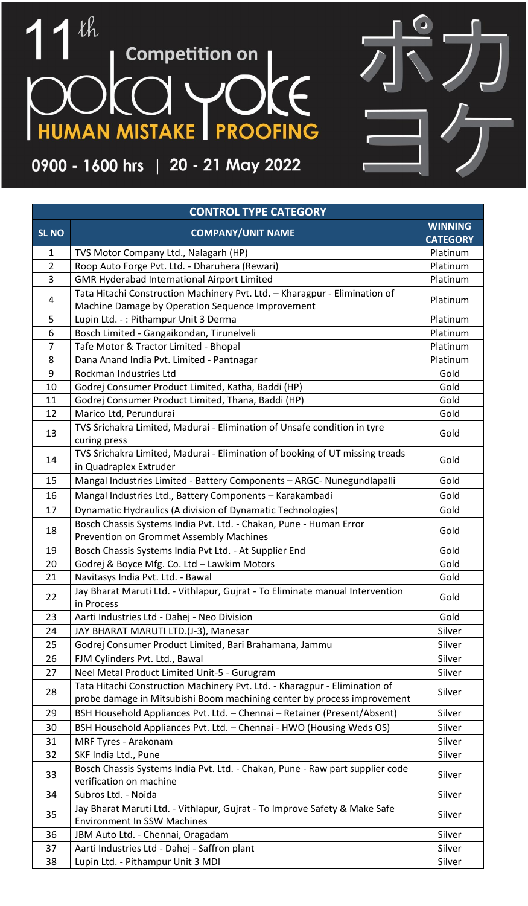# 11th Competition on poka yoke HUMAN MISTAKE PROOFING

ポカヨケ

**0900 - 1600 hrs | 20 - 21 May 2022**

| CONTROL TYPE CATEGORY | | |
|---|---|---|
| **SL NO** | **COMPANY/UNIT NAME** | **WINNING CATEGORY** |
| 1 | TVS Motor Company Ltd., Nalagarh (HP) | Platinum |
| 2 | Roop Auto Forge Pvt. Ltd. - Dharuhera (Rewari) | Platinum |
| 3 | GMR Hyderabad International Airport Limited | Platinum |
| 4 | Tata Hitachi Construction Machinery Pvt. Ltd. – Kharagpur - Elimination of Machine Damage by Operation Sequence Improvement | Platinum |
| 5 | Lupin Ltd. - : Pithampur Unit 3 Derma | Platinum |
| 6 | Bosch Limited - Gangaikondan, Tirunelveli | Platinum |
| 7 | Tafe Motor & Tractor Limited - Bhopal | Platinum |
| 8 | Dana Anand India Pvt. Limited - Pantnagar | Platinum |
| 9 | Rockman Industries Ltd | Gold |
| 10 | Godrej Consumer Product Limited, Katha, Baddi (HP) | Gold |
| 11 | Godrej Consumer Product Limited, Thana, Baddi (HP) | Gold |
| 12 | Marico Ltd, Perundurai | Gold |
| 13 | TVS Srichakra Limited, Madurai - Elimination of Unsafe condition in tyre curing press | Gold |
| 14 | TVS Srichakra Limited, Madurai - Elimination of booking of UT missing treads in Quadraplex Extruder | Gold |
| 15 | Mangal Industries Limited - Battery Components – ARGC- Nunegundlapalli | Gold |
| 16 | Mangal Industries Ltd., Battery Components – Karakambadi | Gold |
| 17 | Dynamatic Hydraulics (A division of Dynamatic Technologies) | Gold |
| 18 | Bosch Chassis Systems India Pvt. Ltd. - Chakan, Pune - Human Error Prevention on Grommet Assembly Machines | Gold |
| 19 | Bosch Chassis Systems India Pvt Ltd. - At Supplier End | Gold |
| 20 | Godrej & Boyce Mfg. Co. Ltd – Lawkim Motors | Gold |
| 21 | Navitasys India Pvt. Ltd. - Bawal | Gold |
| 22 | Jay Bharat Maruti Ltd. - Vithlapur, Gujrat - To Eliminate manual Intervention in Process | Gold |
| 23 | Aarti Industries Ltd - Dahej - Neo Division | Gold |
| 24 | JAY BHARAT MARUTI LTD.(J-3), Manesar | Silver |
| 25 | Godrej Consumer Product Limited, Bari Brahamana, Jammu | Silver |
| 26 | FJM Cylinders Pvt. Ltd., Bawal | Silver |
| 27 | Neel Metal Product Limited Unit-5 - Gurugram | Silver |
| 28 | Tata Hitachi Construction Machinery Pvt. Ltd. - Kharagpur - Elimination of probe damage in Mitsubishi Boom machining center by process improvement | Silver |
| 29 | BSH Household Appliances Pvt. Ltd. – Chennai – Retainer (Present/Absent) | Silver |
| 30 | BSH Household Appliances Pvt. Ltd. – Chennai - HWO (Housing Weds OS) | Silver |
| 31 | MRF Tyres - Arakonam | Silver |
| 32 | SKF India Ltd., Pune | Silver |
| 33 | Bosch Chassis Systems India Pvt. Ltd. - Chakan, Pune - Raw part supplier code verification on machine | Silver |
| 34 | Subros Ltd. - Noida | Silver |
| 35 | Jay Bharat Maruti Ltd. - Vithlapur, Gujrat - To Improve Safety & Make Safe Environment In SSW Machines | Silver |
| 36 | JBM Auto Ltd. - Chennai, Oragadam | Silver |
| 37 | Aarti Industries Ltd - Dahej - Saffron plant | Silver |
| 38 | Lupin Ltd. - Pithampur Unit 3 MDI | Silver |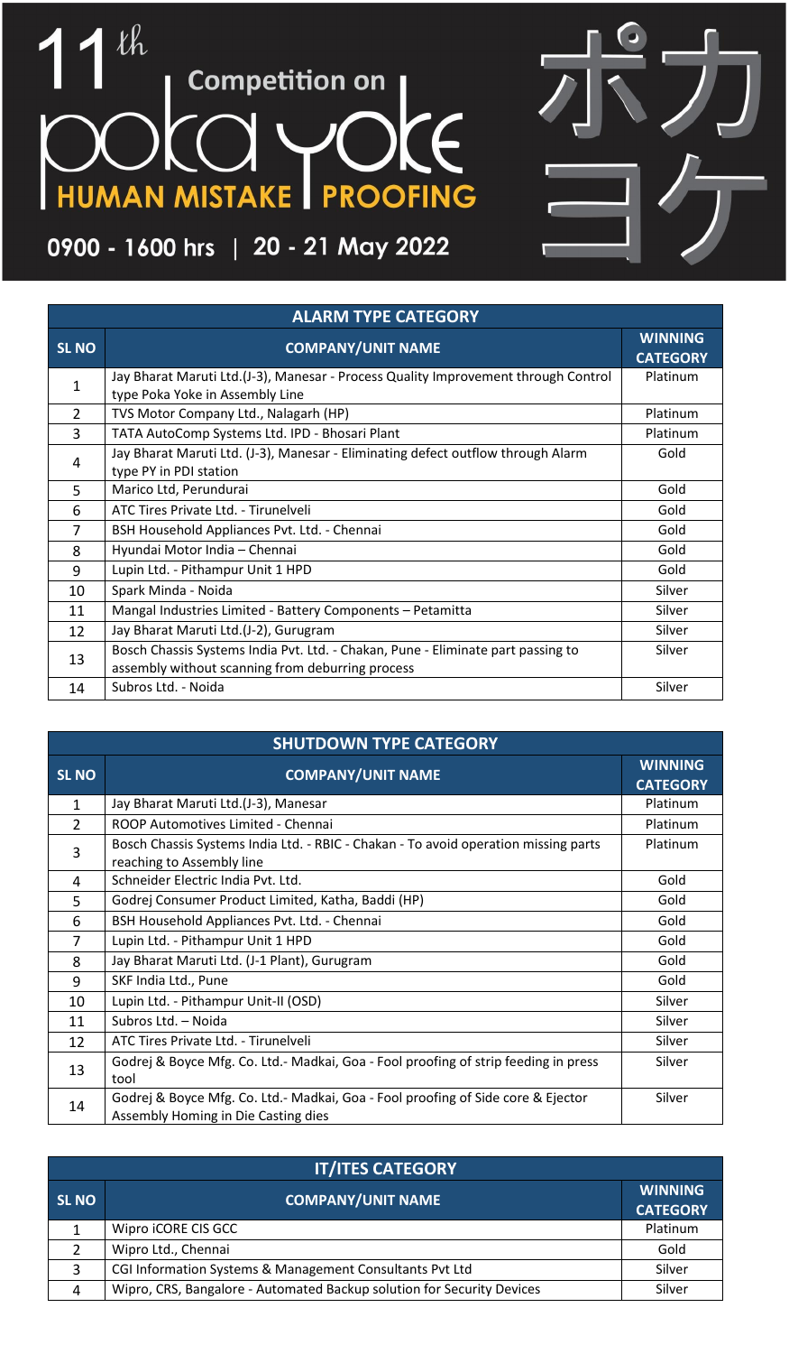# 11th Competition on poka yoke

## HUMAN MISTAKE PROOFING

0900 - 1600 hrs | 20 - 21 May 2022

ポカヨケ

| ALARM TYPE CATEGORY | | |
|---|---|---|
| **SL NO** | **COMPANY/UNIT NAME** | **WINNING CATEGORY** |
| 1 | Jay Bharat Maruti Ltd.(J-3), Manesar - Process Quality Improvement through Control type Poka Yoke in Assembly Line | Platinum |
| 2 | TVS Motor Company Ltd., Nalagarh (HP) | Platinum |
| 3 | TATA AutoComp Systems Ltd. IPD - Bhosari Plant | Platinum |
| 4 | Jay Bharat Maruti Ltd. (J-3), Manesar - Eliminating defect outflow through Alarm type PY in PDI station | Gold |
| 5 | Marico Ltd, Perundurai | Gold |
| 6 | ATC Tires Private Ltd. - Tirunelveli | Gold |
| 7 | BSH Household Appliances Pvt. Ltd. - Chennai | Gold |
| 8 | Hyundai Motor India – Chennai | Gold |
| 9 | Lupin Ltd. - Pithampur Unit 1 HPD | Gold |
| 10 | Spark Minda - Noida | Silver |
| 11 | Mangal Industries Limited - Battery Components – Petamitta | Silver |
| 12 | Jay Bharat Maruti Ltd.(J-2), Gurugram | Silver |
| 13 | Bosch Chassis Systems India Pvt. Ltd. - Chakan, Pune - Eliminate part passing to assembly without scanning from deburring process | Silver |
| 14 | Subros Ltd. - Noida | Silver |

| SHUTDOWN TYPE CATEGORY | | |
|---|---|---|
| **SL NO** | **COMPANY/UNIT NAME** | **WINNING CATEGORY** |
| 1 | Jay Bharat Maruti Ltd.(J-3), Manesar | Platinum |
| 2 | ROOP Automotives Limited - Chennai | Platinum |
| 3 | Bosch Chassis Systems India Ltd. - RBIC - Chakan - To avoid operation missing parts reaching to Assembly line | Platinum |
| 4 | Schneider Electric India Pvt. Ltd. | Gold |
| 5 | Godrej Consumer Product Limited, Katha, Baddi (HP) | Gold |
| 6 | BSH Household Appliances Pvt. Ltd. - Chennai | Gold |
| 7 | Lupin Ltd. - Pithampur Unit 1 HPD | Gold |
| 8 | Jay Bharat Maruti Ltd. (J-1 Plant), Gurugram | Gold |
| 9 | SKF India Ltd., Pune | Gold |
| 10 | Lupin Ltd. - Pithampur Unit-II (OSD) | Silver |
| 11 | Subros Ltd. – Noida | Silver |
| 12 | ATC Tires Private Ltd. - Tirunelveli | Silver |
| 13 | Godrej & Boyce Mfg. Co. Ltd.- Madkai, Goa - Fool proofing of strip feeding in press tool | Silver |
| 14 | Godrej & Boyce Mfg. Co. Ltd.- Madkai, Goa - Fool proofing of Side core & Ejector Assembly Homing in Die Casting dies | Silver |

| IT/ITES CATEGORY | | |
|---|---|---|
| **SL NO** | **COMPANY/UNIT NAME** | **WINNING CATEGORY** |
| 1 | Wipro iCORE CIS GCC | Platinum |
| 2 | Wipro Ltd., Chennai | Gold |
| 3 | CGI Information Systems & Management Consultants Pvt Ltd | Silver |
| 4 | Wipro, CRS, Bangalore - Automated Backup solution for Security Devices | Silver |